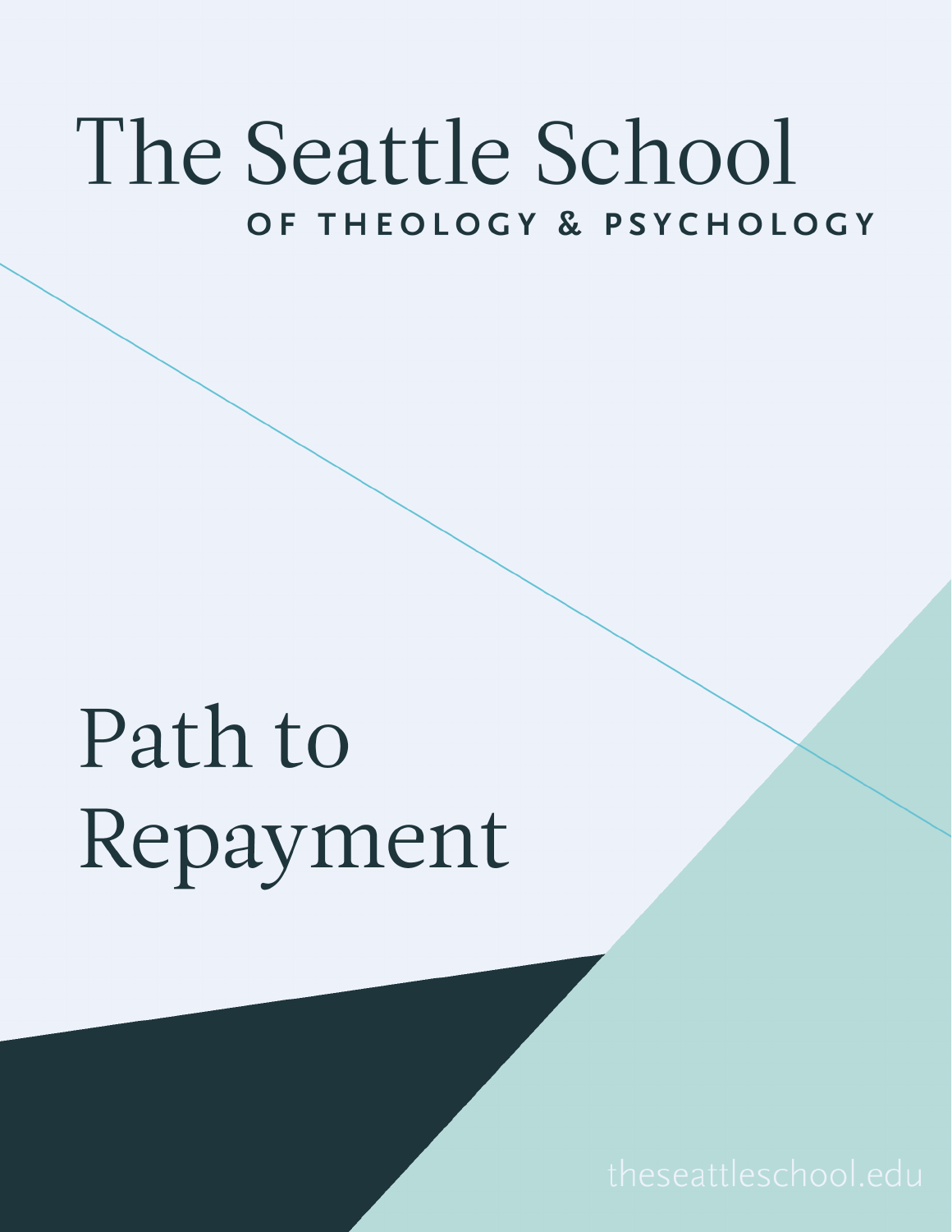# The Seattle School

**OF THEOLOGY & PSYCHOLOGY**

# Path to Repayment

theseattleschool.edu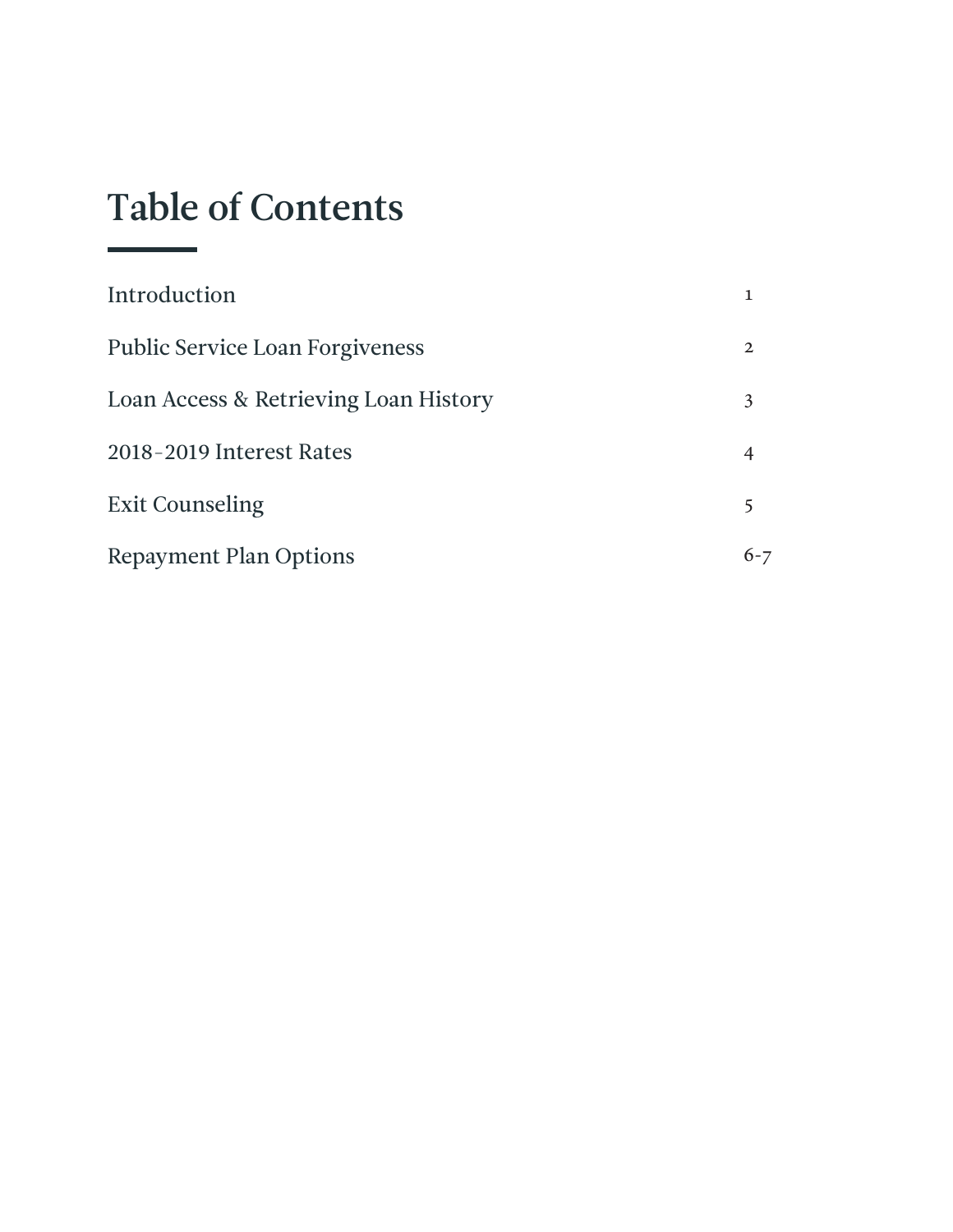# Table of Contents

| | |
|---|---|
| Introduction | 1 |
| Public Service Loan Forgiveness | 2 |
| Loan Access & Retrieving Loan History | 3 |
| 2018-2019 Interest Rates | 4 |
| Exit Counseling | 5 |
| Repayment Plan Options | 6-7 |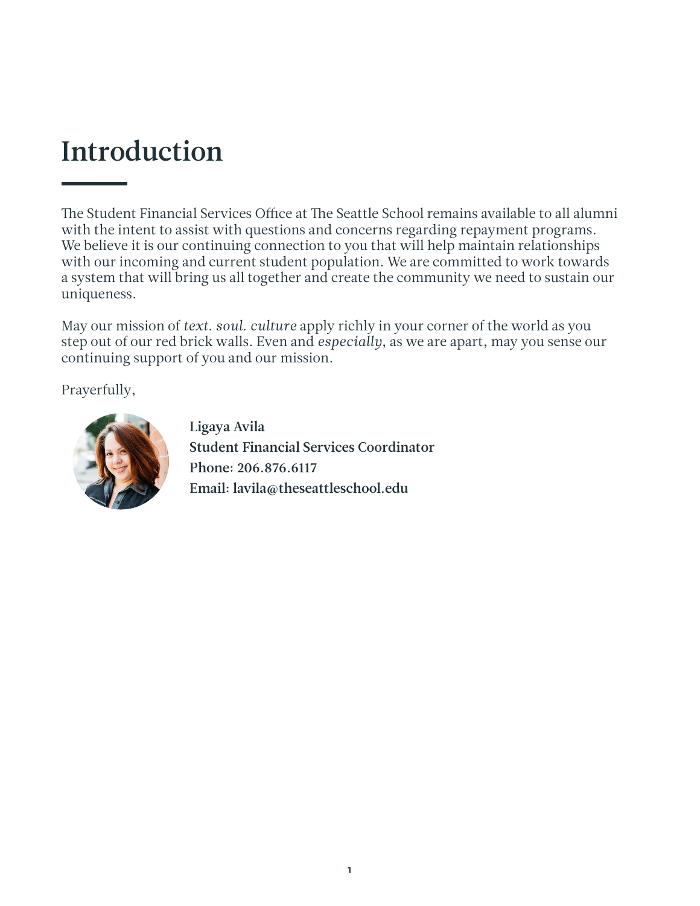# Introduction

The Student Financial Services Office at The Seattle School remains available to all alumni with the intent to assist with questions and concerns regarding repayment programs. We believe it is our continuing connection to you that will help maintain relationships with our incoming and current student population. We are committed to work towards a system that will bring us all together and create the community we need to sustain our uniqueness.

May our mission of *text. soul. culture* apply richly in your corner of the world as you step out of our red brick walls. Even and *especially*, as we are apart, may you sense our continuing support of you and our mission.

Prayerfully,

**Ligaya Avila**
**Student Financial Services Coordinator**
**Phone: 206.876.6117**
**Email: lavila@theseattleschool.edu**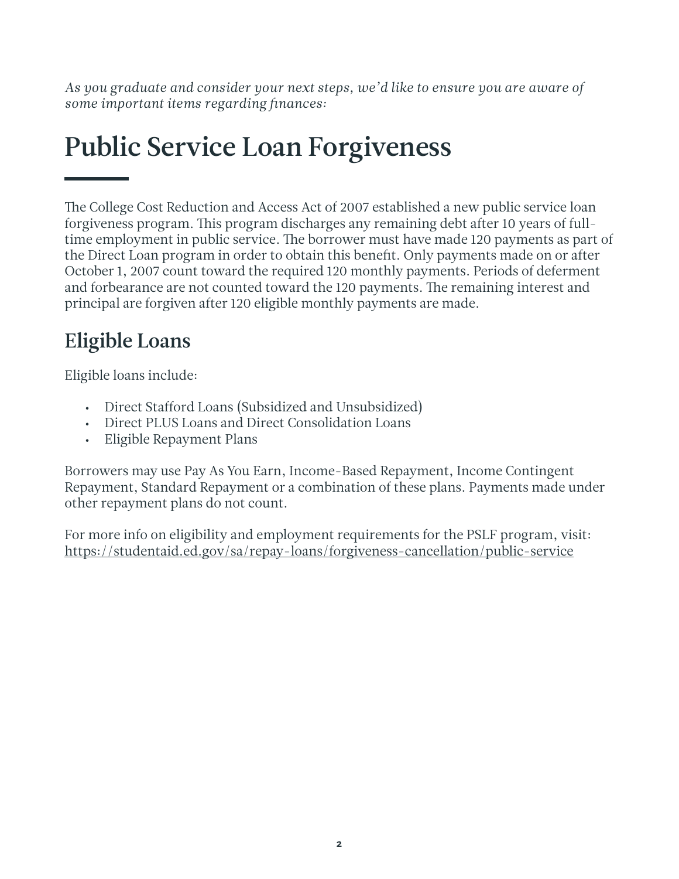*As you graduate and consider your next steps, we'd like to ensure you are aware of some important items regarding finances:*

# Public Service Loan Forgiveness

The College Cost Reduction and Access Act of 2007 established a new public service loan forgiveness program. This program discharges any remaining debt after 10 years of full-time employment in public service. The borrower must have made 120 payments as part of the Direct Loan program in order to obtain this benefit. Only payments made on or after October 1, 2007 count toward the required 120 monthly payments. Periods of deferment and forbearance are not counted toward the 120 payments. The remaining interest and principal are forgiven after 120 eligible monthly payments are made.

## Eligible Loans

Eligible loans include:

- Direct Stafford Loans (Subsidized and Unsubsidized)
- Direct PLUS Loans and Direct Consolidation Loans
- Eligible Repayment Plans

Borrowers may use Pay As You Earn, Income-Based Repayment, Income Contingent Repayment, Standard Repayment or a combination of these plans. Payments made under other repayment plans do not count.

For more info on eligibility and employment requirements for the PSLF program, visit: https://studentaid.ed.gov/sa/repay-loans/forgiveness-cancellation/public-service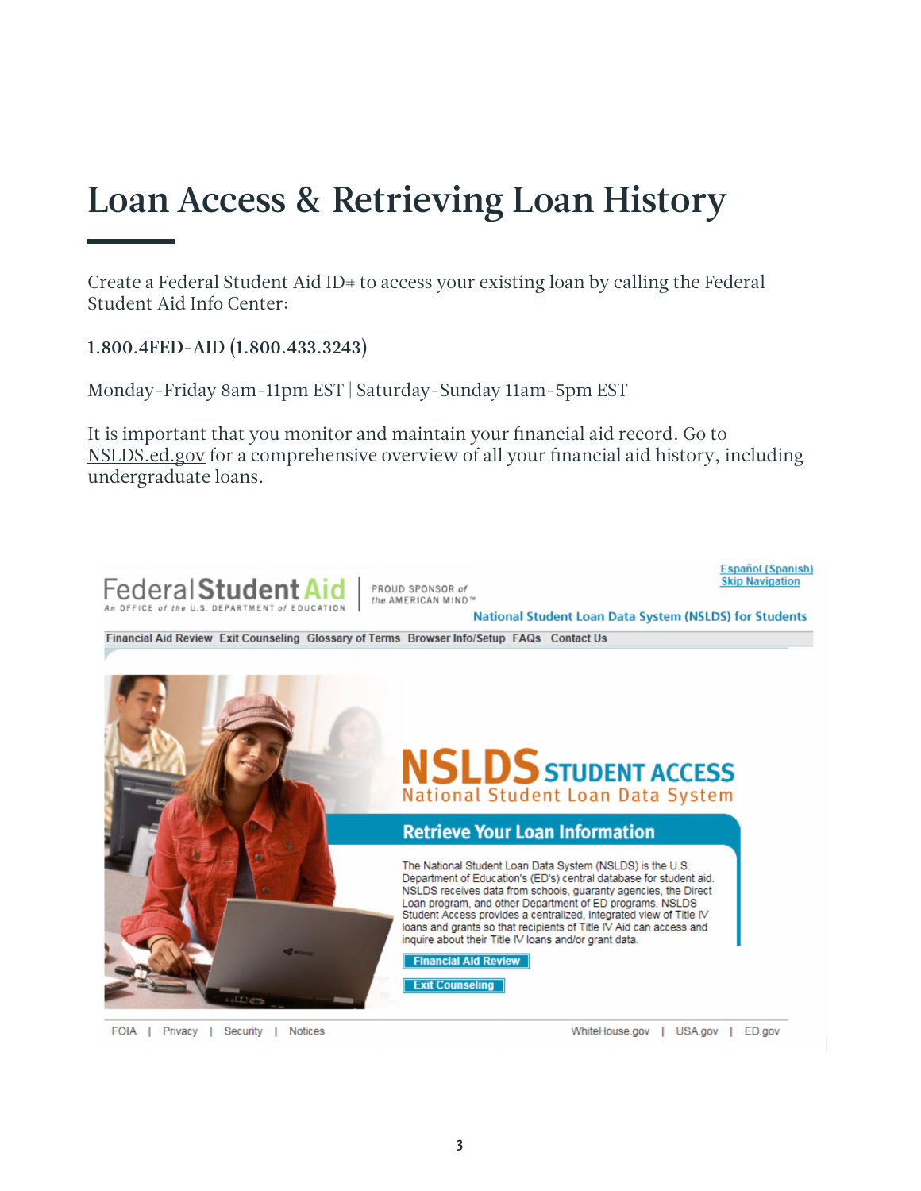# Loan Access & Retrieving Loan History

Create a Federal Student Aid ID# to access your existing loan by calling the Federal Student Aid Info Center:

**1.800.4FED-AID (1.800.433.3243)**

Monday-Friday 8am-11pm EST | Saturday-Sunday 11am-5pm EST

It is important that you monitor and maintain your financial aid record. Go to NSLDS.ed.gov for a comprehensive overview of all your financial aid history, including undergraduate loans.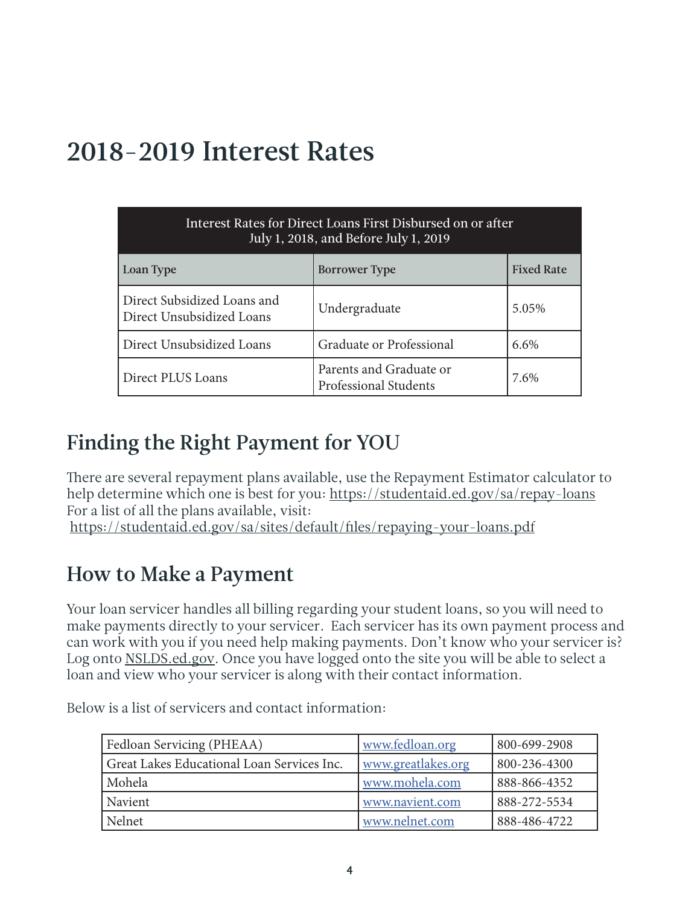# 2018-2019 Interest Rates

| Interest Rates for Direct Loans First Disbursed on or after July 1, 2018, and Before July 1, 2019 | | |
|---|---|---|
| **Loan Type** | **Borrower Type** | **Fixed Rate** |
| Direct Subsidized Loans and Direct Unsubsidized Loans | Undergraduate | 5.05% |
| Direct Unsubsidized Loans | Graduate or Professional | 6.6% |
| Direct PLUS Loans | Parents and Graduate or Professional Students | 7.6% |

## Finding the Right Payment for YOU

There are several repayment plans available, use the Repayment Estimator calculator to help determine which one is best for you: https://studentaid.ed.gov/sa/repay-loans
For a list of all the plans available, visit:
https://studentaid.ed.gov/sa/sites/default/files/repaying-your-loans.pdf

## How to Make a Payment

Your loan servicer handles all billing regarding your student loans, so you will need to make payments directly to your servicer. Each servicer has its own payment process and can work with you if you need help making payments. Don't know who your servicer is? Log onto NSLDS.ed.gov. Once you have logged onto the site you will be able to select a loan and view who your servicer is along with their contact information.

Below is a list of servicers and contact information:

| | | |
|---|---|---|
| Fedloan Servicing (PHEAA) | www.fedloan.org | 800-699-2908 |
| Great Lakes Educational Loan Services Inc. | www.greatlakes.org | 800-236-4300 |
| Mohela | www.mohela.com | 888-866-4352 |
| Navient | www.navient.com | 888-272-5534 |
| Nelnet | www.nelnet.com | 888-486-4722 |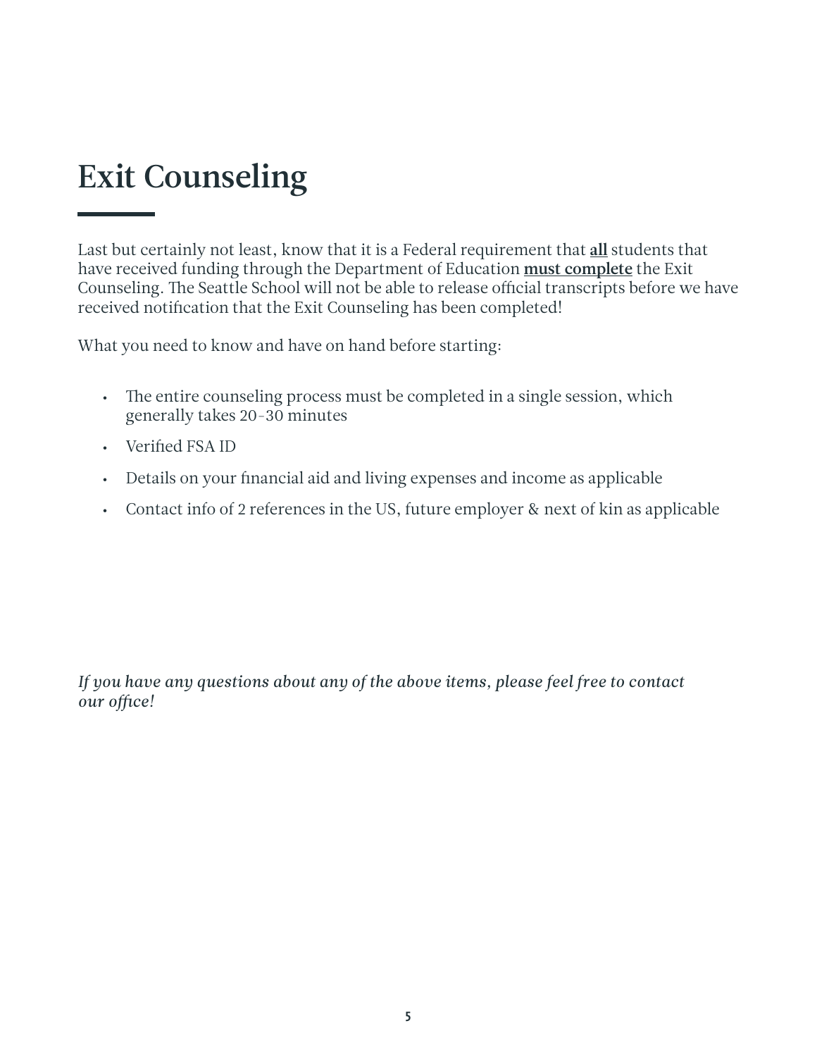# Exit Counseling

Last but certainly not least, know that it is a Federal requirement that **all** students that have received funding through the Department of Education **must complete** the Exit Counseling. The Seattle School will not be able to release official transcripts before we have received notification that the Exit Counseling has been completed!

What you need to know and have on hand before starting:

- The entire counseling process must be completed in a single session, which generally takes 20-30 minutes
- Verified FSA ID
- Details on your financial aid and living expenses and income as applicable
- Contact info of 2 references in the US, future employer & next of kin as applicable

*If you have any questions about any of the above items, please feel free to contact our office!*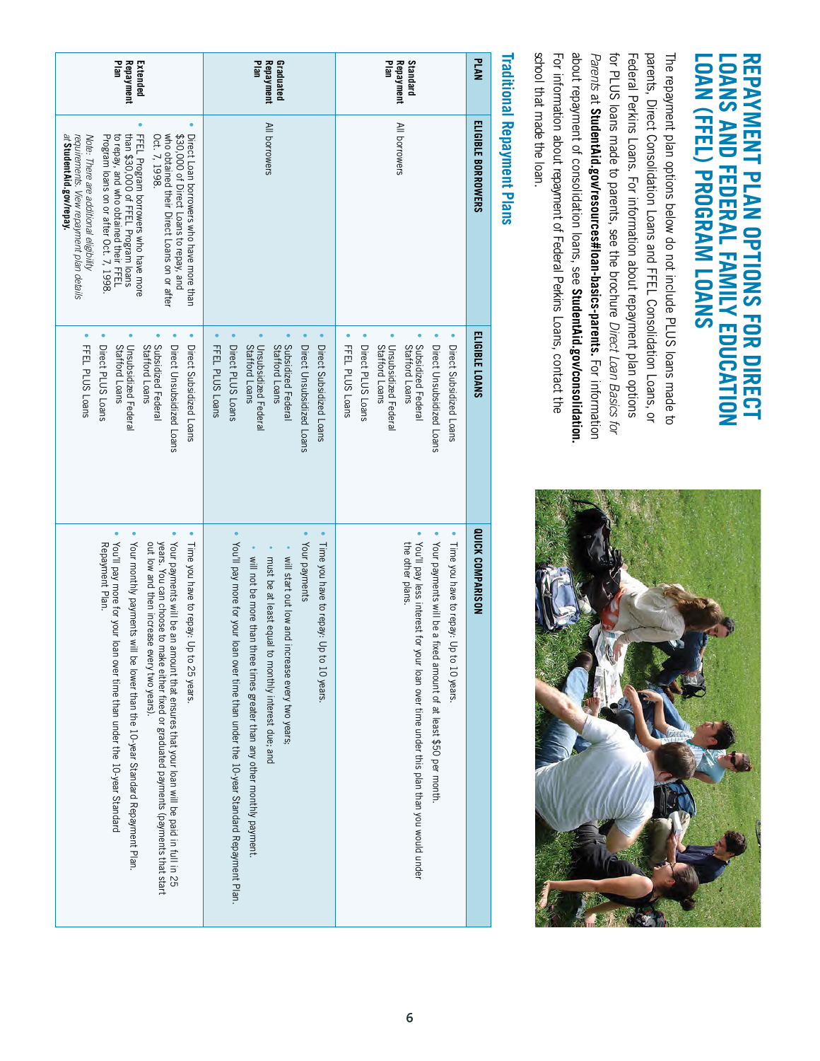# REPAYMENT PLAN OPTIONS FOR DIRECT LOANS AND FEDERAL FAMILY EDUCATION LOAN (FFEL) PROGRAM LOANS

The repayment plan options below do not include PLUS loans made to parents, Direct Consolidation Loans and FFEL Consolidation Loans, or Federal Perkins Loans. For information about repayment plan options for PLUS loans made to parents, see the brochure *Direct Loan Basics for Parents* at **StudentAid.gov/resources#loan-basics-parents**. For information about repayment of consolidation loans, see **StudentAid.gov/consolidation**. For information about repayment of Federal Perkins Loans, contact the school that made the loan.

## Traditional Repayment Plans

| PLAN | ELIGIBLE BORROWERS | ELIGIBLE LOANS | QUICK COMPARISON |
|---|---|---|---|
| **Standard Repayment Plan** | All borrowers | • Direct Subsidized Loans<br>• Direct Unsubsidized Loans<br>• Subsidized Federal Stafford Loans<br>• Unsubsidized Federal Stafford Loans<br>• Direct PLUS Loans<br>• FFEL PLUS Loans | • Time you have to repay: Up to 10 years.<br>• Your payments will be a fixed amount of at least $50 per month.<br>• You'll pay less interest for your loan over time under this plan than you would under the other plans. |
| **Graduated Repayment Plan** | All borrowers | • Direct Subsidized Loans<br>• Direct Unsubsidized Loans<br>• Subsidized Federal Stafford Loans<br>• Unsubsidized Federal Stafford Loans<br>• Direct PLUS Loans<br>• FFEL PLUS Loans | • Time you have to repay: Up to 10 years.<br>• Your payments<br>  • will start out low and increase every two years;<br>  • must be at least equal to monthly interest due; and<br>  • will not be more than three times greater than any other monthly payment.<br>• You'll pay more for your loan over time than under the 10-year Standard Repayment Plan. |
| **Extended Repayment Plan** | • Direct Loan borrowers who have more than $30,000 of Direct Loans to repay, and who obtained their Direct Loans on or after Oct. 7, 1998.<br>• FFEL Program borrowers who have more than $30,000 of FFEL Program loans to repay, and who obtained their FFEL Program loans on or after Oct. 7, 1998.<br>*Note: There are additional eligibility requirements. View repayment plan details at* ***StudentAid.gov/repay.*** | • Direct Subsidized Loans<br>• Direct Unsubsidized Loans<br>• Subsidized Federal Stafford Loans<br>• Unsubsidized Federal Stafford Loans<br>• Direct PLUS Loans<br>• FFEL PLUS Loans | • Time you have to repay: Up to 25 years.<br>• Your payments will be an amount that ensures that your loan will be paid in full in 25 years. You can choose to make either fixed or graduated payments (payments that start out low and then increase every two years).<br>• Your monthly payments will be lower than the 10-year Standard Repayment Plan.<br>• You'll pay more for your loan over time than under the 10-year Standard Repayment Plan. |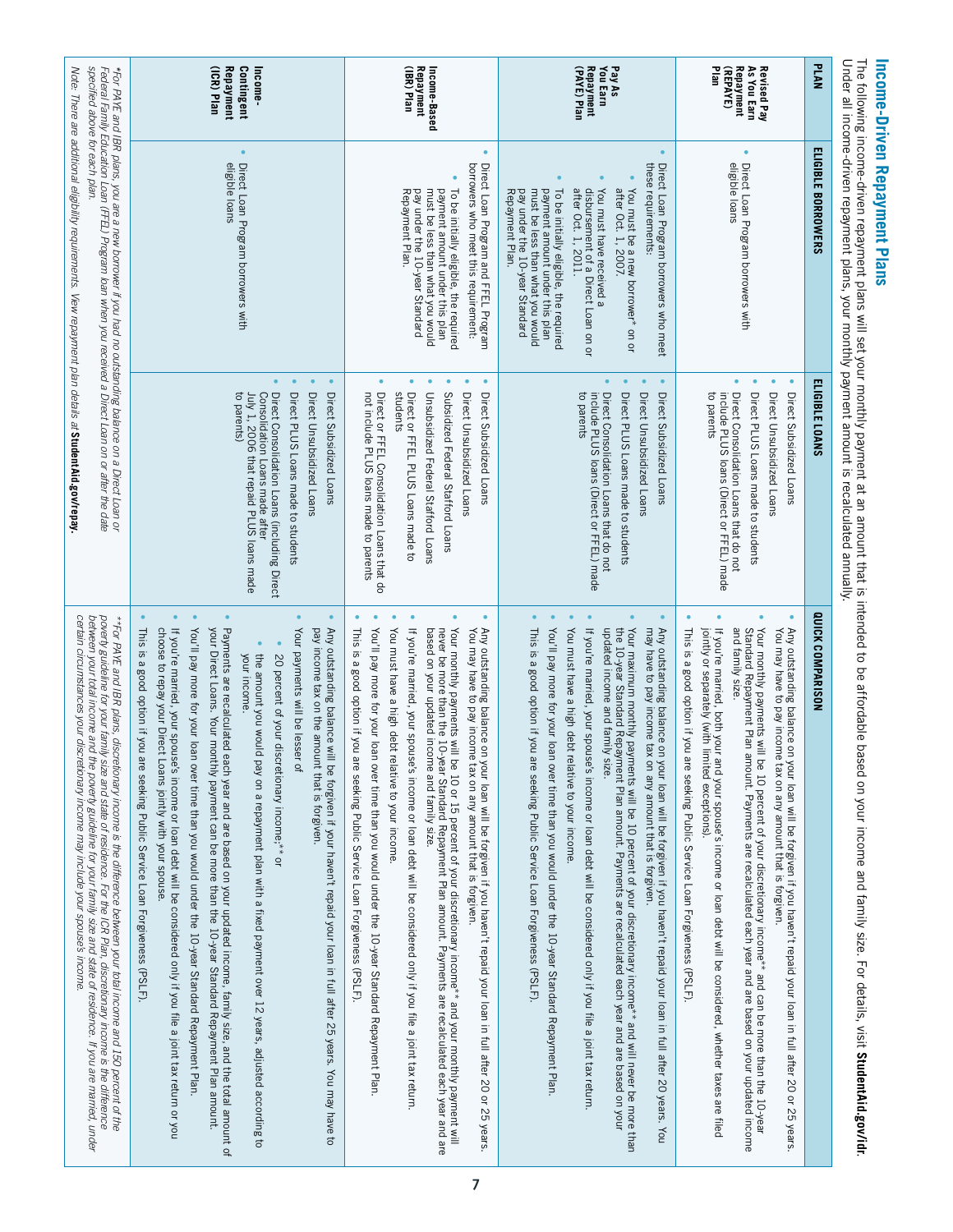## Income-Driven Repayment Plans

The following income-driven repayment plans will set your monthly payment at an amount that is intended to be affordable based on your income and family size. For details, visit **StudentAid.gov/idr**. Under all income-driven repayment plans, your monthly payment amount is recalculated annually.

| PLAN | ELIGIBLE BORROWERS | ELIGIBLE LOANS | QUICK COMPARISON |
|---|---|---|---|
| **Revised Pay As You Earn Repayment (REPAYE) Plan** | • Direct Loan Program borrowers with eligible loans | • Direct Subsidized Loans<br>• Direct Unsubsidized Loans<br>• Direct PLUS Loans made to students<br>• Direct Consolidation Loans that do not include PLUS loans (Direct or FFEL) made to parents | • Any outstanding balance on your loan will be forgiven if you haven't repaid your loan in full after 20 or 25 years. You may have to pay income tax on any amount that is forgiven.<br>• Your monthly payments will be 10 percent of your discretionary income** and can be more than the 10-year Standard Repayment Plan amount. Payments are recalculated each year and are based on your updated income and family size.<br>• If you're married, both your and your spouse's income or loan debt will be considered, whether taxes are filed jointly or separately (with limited exceptions).<br>• This is a good option if you are seeking Public Service Loan Forgiveness (PSLF). |
| **Pay As You Earn Repayment (PAYE) Plan** | • Direct Loan Program borrowers who meet these requirements:<br>• You must be a new borrower* on or after Oct. 1, 2007.<br>• You must have received a disbursement of a Direct Loan on or after Oct. 1, 2011.<br>• To be initially eligible, the required payment amount under this plan must be less than what you would pay under the 10-year Standard Repayment Plan. | • Direct Subsidized Loans<br>• Direct Unsubsidized Loans<br>• Direct PLUS Loans made to students<br>• Direct Consolidation Loans that do not include PLUS loans (Direct or FFEL) made to parents | • Any outstanding balance on your loan will be forgiven if you haven't repaid your loan in full after 20 years. You may have to pay income tax on any amount that is forgiven.<br>• Your maximum monthly payments will be 10 percent of your discretionary income** and will never be more than the 10-year Standard Repayment Plan amount. Payments are recalculated each year and are based on your updated income and family size.<br>• If you're married, your spouse's income or loan debt will be considered only if you file a joint tax return.<br>• You must have a high debt relative to your income.<br>• You'll pay more for your loan over time than you would under the 10-year Standard Repayment Plan.<br>• This is a good option if you are seeking Public Service Loan Forgiveness (PSLF). |
| **Income-Based Repayment (IBR) Plan** | • Direct Loan Program and FFEL Program borrowers who meet this requirement:<br>• To be initially eligible, the required payment amount under this plan must be less than what you would pay under the 10-year Standard Repayment Plan. | • Direct Subsidized Loans<br>• Direct Unsubsidized Loans<br>• Subsidized Federal Stafford Loans<br>• Unsubsidized Federal Stafford Loans<br>• Direct or FFEL PLUS Loans made to students<br>• Direct or FFEL Consolidation Loans that do not include PLUS loans made to parents | • Any outstanding balance on your loan will be forgiven if you haven't repaid your loan in full after 20 or 25 years. You may have to pay income tax on any amount that is forgiven.<br>• Your monthly payments will be 10 or 15 percent of your discretionary income** and your monthly payment will never be more than the 10-year Standard Repayment Plan amount. Payments are recalculated each year and are based on your updated income and family size.<br>• If you're married, your spouse's income or loan debt will be considered only if you file a joint tax return.<br>• You must have a high debt relative to your income.<br>• You'll pay more for your loan over time than you would under the 10-year Standard Repayment Plan.<br>• This is a good option if you are seeking Public Service Loan Forgiveness (PSLF). |
| **Income-Contingent Repayment (ICR) Plan** | • Direct Loan Program borrowers with eligible loans | • Direct Subsidized Loans<br>• Direct Unsubsidized Loans<br>• Direct PLUS Loans made to students<br>• Direct Consolidation Loans (including Direct Consolidation Loans made after July 1, 2006 that repaid PLUS loans made to parents) | • Any outstanding balance will be forgiven if your haven't repaid your loan in full after 25 years. You may have to pay income tax on the amount that is forgiven.<br>• Your payments will be lesser of<br>• 20 percent of your discretionary income;** or<br>• the amount you would pay on a repayment plan with a fixed payment over 12 years, adjusted according to your income.<br>• Payments are recalculated each year and are based on your updated income, family size, and the total amount of your Direct Loans. Your monthly payment can be more than the 10-year Standard Repayment Plan amount.<br>• You'll pay more for your loan over time than you would under the 10-year Standard Repayment Plan.<br>• If you're married, your spouse's income or loan debt will be considered only if you file a joint tax return or you choose to repay your Direct Loans jointly with your spouse.<br>• This is a good option if you are seeking Public Service Loan Forgiveness (PSLF). |

*For PAYE and IBR plans, you are a new borrower if you had no outstanding balance on a Direct Loan or Federal Family Education Loan (FFEL) Program loan when you received a Direct Loan on or after the date specified above for each plan.

**For PAYE and IBR plans, discretionary income is the difference between your total income and 150 percent of the poverty guideline for your family size and state of residence. For the ICR Plan, discretionary income is the difference between your total income and the poverty guideline for your family size and state of residence. If you are married, under certain circumstances your discretionary income may include your spouse's income.

*Note: There are additional eligibility requirements. View repayment plan details at* **StudentAid.gov/repay.**